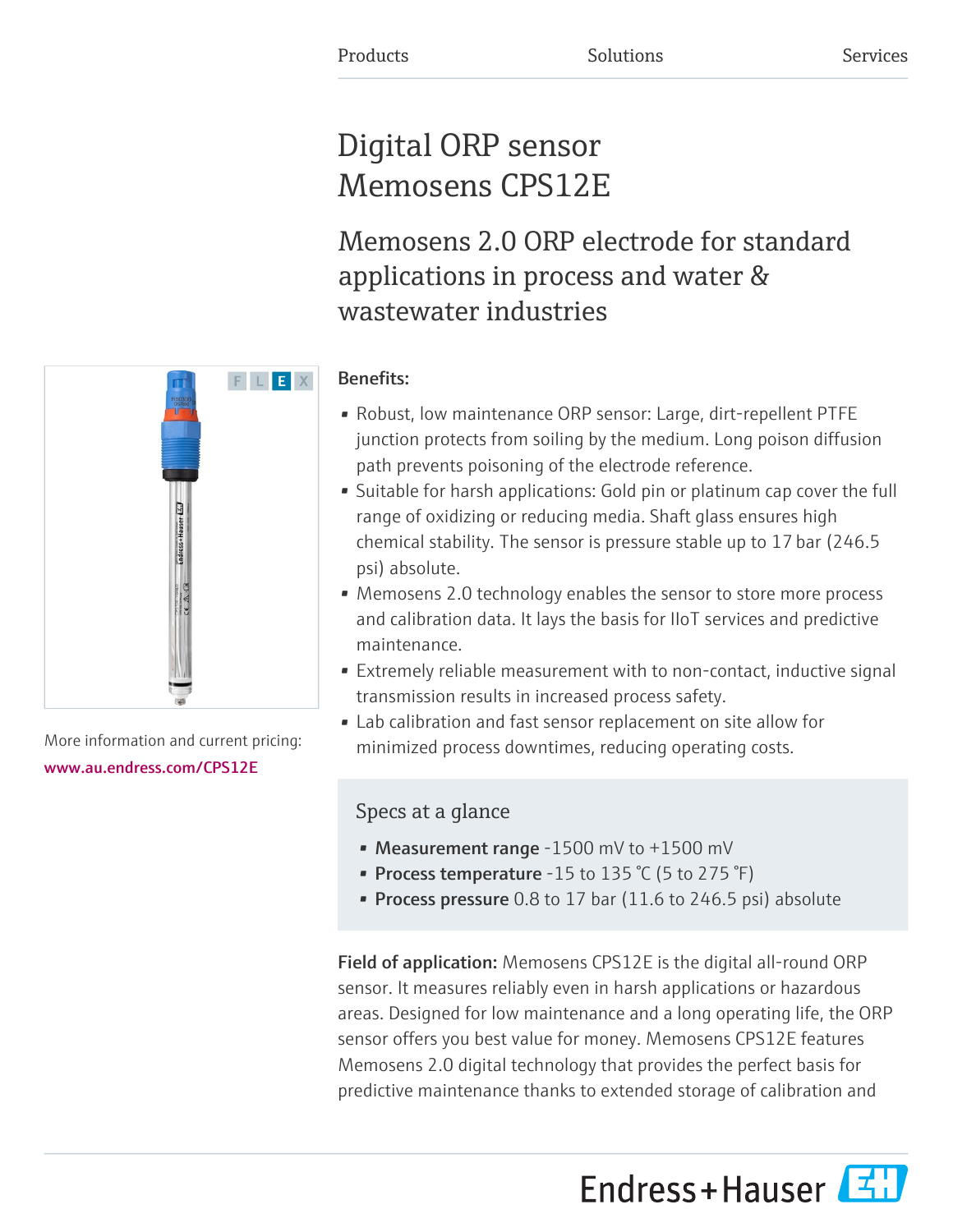Products Solutions Services

# Digital ORP sensor Memosens CPS12E

## Memosens 2.0 ORP electrode for standard applications in process and water & wastewater industries

F L E X

More information and current pricing:
www.au.endress.com/CPS12E

**Benefits:**

- Robust, low maintenance ORP sensor: Large, dirt-repellent PTFE junction protects from soiling by the medium. Long poison diffusion path prevents poisoning of the electrode reference.
- Suitable for harsh applications: Gold pin or platinum cap cover the full range of oxidizing or reducing media. Shaft glass ensures high chemical stability. The sensor is pressure stable up to 17 bar (246.5 psi) absolute.
- Memosens 2.0 technology enables the sensor to store more process and calibration data. It lays the basis for IIoT services and predictive maintenance.
- Extremely reliable measurement with to non-contact, inductive signal transmission results in increased process safety.
- Lab calibration and fast sensor replacement on site allow for minimized process downtimes, reducing operating costs.

### Specs at a glance

- **Measurement range** -1500 mV to +1500 mV
- **Process temperature** -15 to 135 °C (5 to 275 °F)
- **Process pressure** 0.8 to 17 bar (11.6 to 246.5 psi) absolute

**Field of application:** Memosens CPS12E is the digital all-round ORP sensor. It measures reliably even in harsh applications or hazardous areas. Designed for low maintenance and a long operating life, the ORP sensor offers you best value for money. Memosens CPS12E features Memosens 2.0 digital technology that provides the perfect basis for predictive maintenance thanks to extended storage of calibration and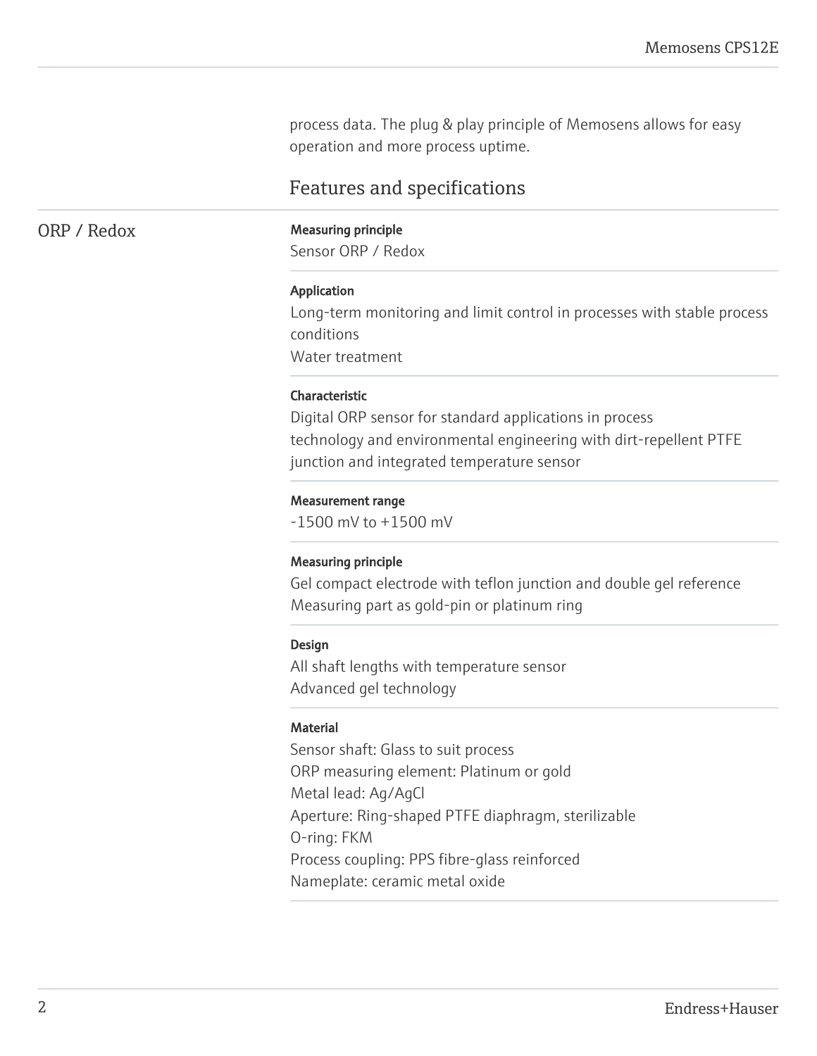process data. The plug & play principle of Memosens allows for easy operation and more process uptime.

## Features and specifications

### ORP / Redox

**Measuring principle**
Sensor ORP / Redox

**Application**
Long-term monitoring and limit control in processes with stable process conditions
Water treatment

**Characteristic**
Digital ORP sensor for standard applications in process technology and environmental engineering with dirt-repellent PTFE junction and integrated temperature sensor

**Measurement range**
-1500 mV to +1500 mV

**Measuring principle**
Gel compact electrode with teflon junction and double gel reference
Measuring part as gold-pin or platinum ring

**Design**
All shaft lengths with temperature sensor
Advanced gel technology

**Material**
Sensor shaft: Glass to suit process
ORP measuring element: Platinum or gold
Metal lead: Ag/AgCl
Aperture: Ring-shaped PTFE diaphragm, sterilizable
O-ring: FKM
Process coupling: PPS fibre-glass reinforced
Nameplate: ceramic metal oxide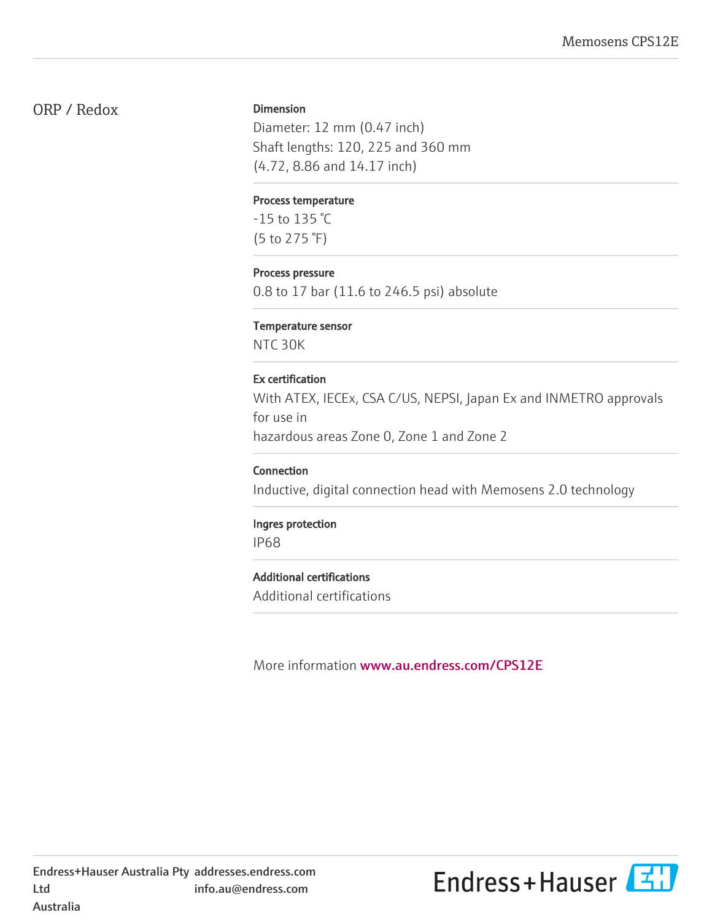## ORP / Redox

**Dimension**

Diameter: 12 mm (0.47 inch)
Shaft lengths: 120, 225 and 360 mm
(4.72, 8.86 and 14.17 inch)

**Process temperature**

-15 to 135 °C
(5 to 275 °F)

**Process pressure**

0.8 to 17 bar (11.6 to 246.5 psi) absolute

**Temperature sensor**

NTC 30K

**Ex certification**

With ATEX, IECEx, CSA C/US, NEPSI, Japan Ex and INMETRO approvals for use in
hazardous areas Zone 0, Zone 1 and Zone 2

**Connection**

Inductive, digital connection head with Memosens 2.0 technology

**Ingres protection**

IP68

**Additional certifications**

Additional certifications

More information **www.au.endress.com/CPS12E**

Endress+Hauser Australia Pty Ltd
Australia

addresses.endress.com
info.au@endress.com